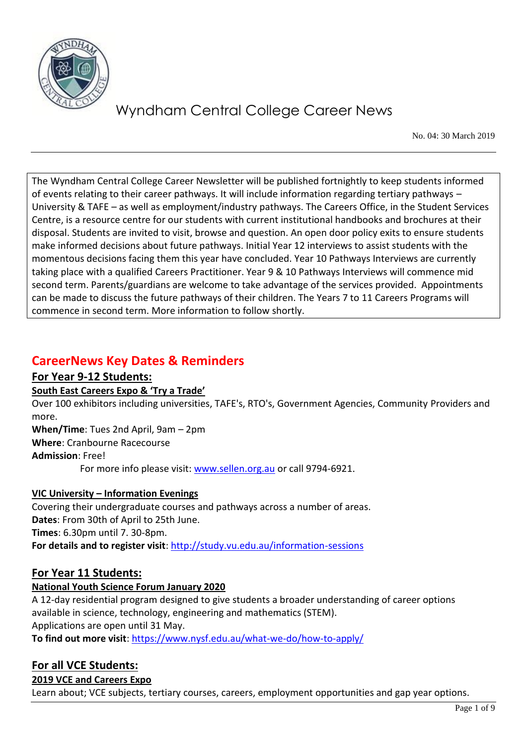# Wyndham Central College Career News

No. 04: 30 March 2019

The Wyndham Central College Career Newsletter will be published fortnightly to keep students informed of events relating to their career pathways. It will include information regarding tertiary pathways – University & TAFE – as well as employment/industry pathways. The Careers Office, in the Student Services Centre, is a resource centre for our students with current institutional handbooks and brochures at their disposal. Students are invited to visit, browse and question. An open door policy exits to ensure students make informed decisions about future pathways. Initial Year 12 interviews to assist students with the momentous decisions facing them this year have concluded. Year 10 Pathways Interviews are currently taking place with a qualified Careers Practitioner. Year 9 & 10 Pathways Interviews will commence mid second term. Parents/guardians are welcome to take advantage of the services provided. Appointments can be made to discuss the future pathways of their children. The Years 7 to 11 Careers Programs will commence in second term. More information to follow shortly.

## CareerNews Key Dates & Reminders

### For Year 9-12 Students:

**South East Careers Expo & 'Try a Trade'**

Over 100 exhibitors including universities, TAFE's, RTO's, Government Agencies, Community Providers and more.

**When/Time**: Tues 2nd April, 9am – 2pm
**Where**: Cranbourne Racecourse
**Admission**: Free!

For more info please visit: www.sellen.org.au or call 9794-6921.

**VIC University – Information Evenings**

Covering their undergraduate courses and pathways across a number of areas.

**Dates**: From 30th of April to 25th June.
**Times**: 6.30pm until 7. 30-8pm.
**For details and to register visit**: http://study.vu.edu.au/information-sessions

### For Year 11 Students:

**National Youth Science Forum January 2020**

A 12-day residential program designed to give students a broader understanding of career options available in science, technology, engineering and mathematics (STEM).

Applications are open until 31 May.

**To find out more visit**: https://www.nysf.edu.au/what-we-do/how-to-apply/

### For all VCE Students:

**2019 VCE and Careers Expo**

Learn about; VCE subjects, tertiary courses, careers, employment opportunities and gap year options.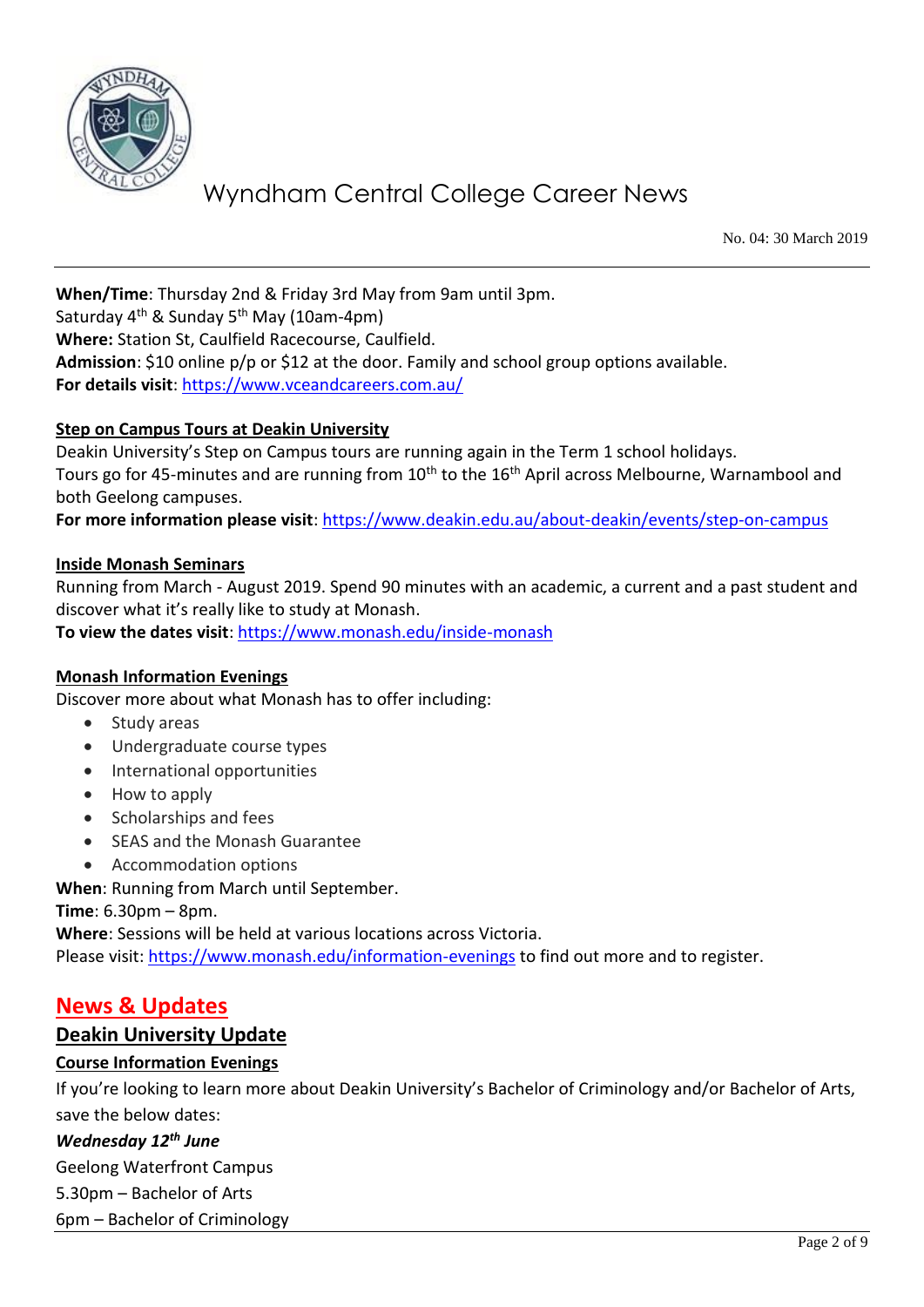**When/Time**: Thursday 2nd & Friday 3rd May from 9am until 3pm.
Saturday 4th & Sunday 5th May (10am-4pm)
**Where:** Station St, Caulfield Racecourse, Caulfield.
**Admission**: $10 online p/p or $12 at the door. Family and school group options available.
**For details visit**: https://www.vceandcareers.com.au/

**Step on Campus Tours at Deakin University**

Deakin University's Step on Campus tours are running again in the Term 1 school holidays.
Tours go for 45-minutes and are running from 10th to the 16th April across Melbourne, Warnambool and both Geelong campuses.
**For more information please visit**: https://www.deakin.edu.au/about-deakin/events/step-on-campus

**Inside Monash Seminars**

Running from March - August 2019. Spend 90 minutes with an academic, a current and a past student and discover what it's really like to study at Monash.
**To view the dates visit**: https://www.monash.edu/inside-monash

**Monash Information Evenings**

Discover more about what Monash has to offer including:

- Study areas
- Undergraduate course types
- International opportunities
- How to apply
- Scholarships and fees
- SEAS and the Monash Guarantee
- Accommodation options

**When**: Running from March until September.
**Time**: 6.30pm – 8pm.
**Where**: Sessions will be held at various locations across Victoria.
Please visit: https://www.monash.edu/information-evenings to find out more and to register.

## News & Updates

### Deakin University Update

**Course Information Evenings**

If you're looking to learn more about Deakin University's Bachelor of Criminology and/or Bachelor of Arts, save the below dates:

***Wednesday 12th June***

Geelong Waterfront Campus
5.30pm – Bachelor of Arts
6pm – Bachelor of Criminology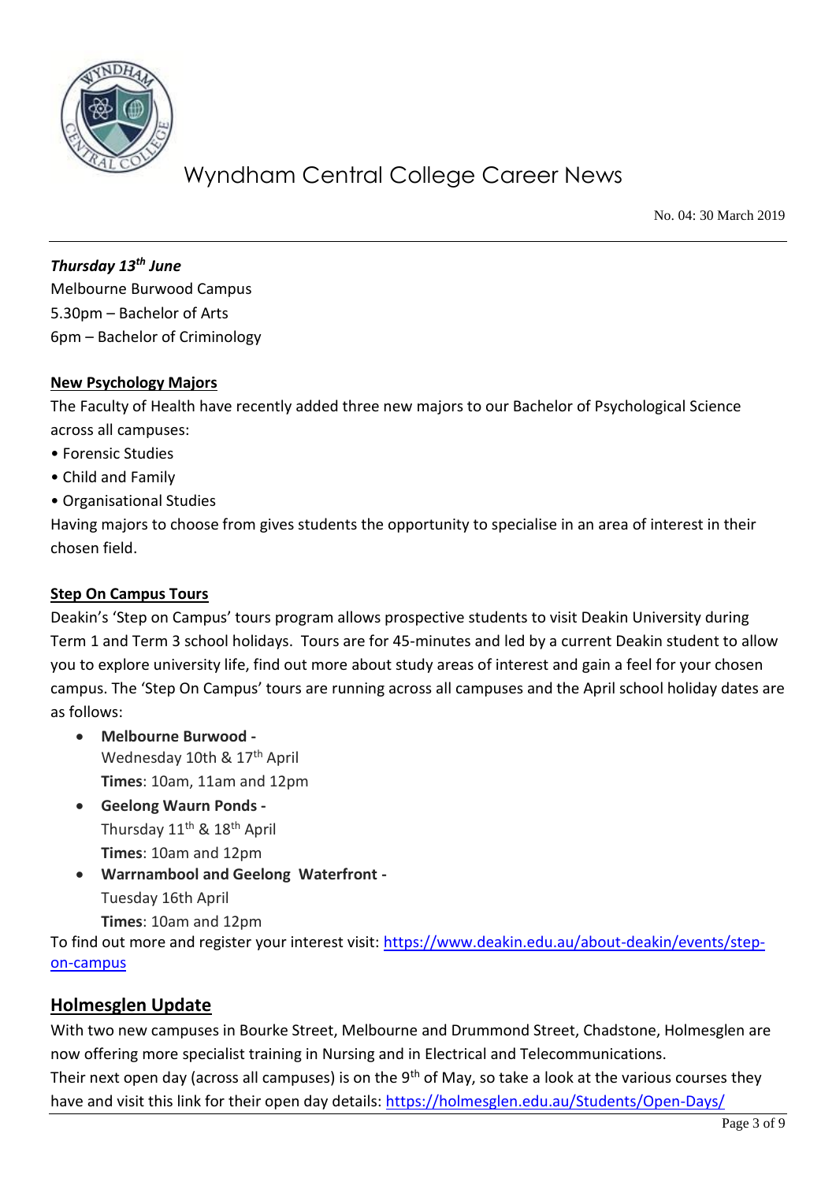***Thursday 13th June***

Melbourne Burwood Campus
5.30pm – Bachelor of Arts
6pm – Bachelor of Criminology

**New Psychology Majors**

The Faculty of Health have recently added three new majors to our Bachelor of Psychological Science across all campuses:

- Forensic Studies
- Child and Family
- Organisational Studies

Having majors to choose from gives students the opportunity to specialise in an area of interest in their chosen field.

**Step On Campus Tours**

Deakin's 'Step on Campus' tours program allows prospective students to visit Deakin University during Term 1 and Term 3 school holidays. Tours are for 45-minutes and led by a current Deakin student to allow you to explore university life, find out more about study areas of interest and gain a feel for your chosen campus. The 'Step On Campus' tours are running across all campuses and the April school holiday dates are as follows:

- **Melbourne Burwood -**
  Wednesday 10th & 17th April
  **Times**: 10am, 11am and 12pm
- **Geelong Waurn Ponds -**
  Thursday 11th & 18th April
  **Times**: 10am and 12pm
- **Warrnambool and Geelong Waterfront -**
  Tuesday 16th April
  **Times**: 10am and 12pm

To find out more and register your interest visit: https://www.deakin.edu.au/about-deakin/events/step-on-campus

## Holmesglen Update

With two new campuses in Bourke Street, Melbourne and Drummond Street, Chadstone, Holmesglen are now offering more specialist training in Nursing and in Electrical and Telecommunications.
Their next open day (across all campuses) is on the 9th of May, so take a look at the various courses they have and visit this link for their open day details: https://holmesglen.edu.au/Students/Open-Days/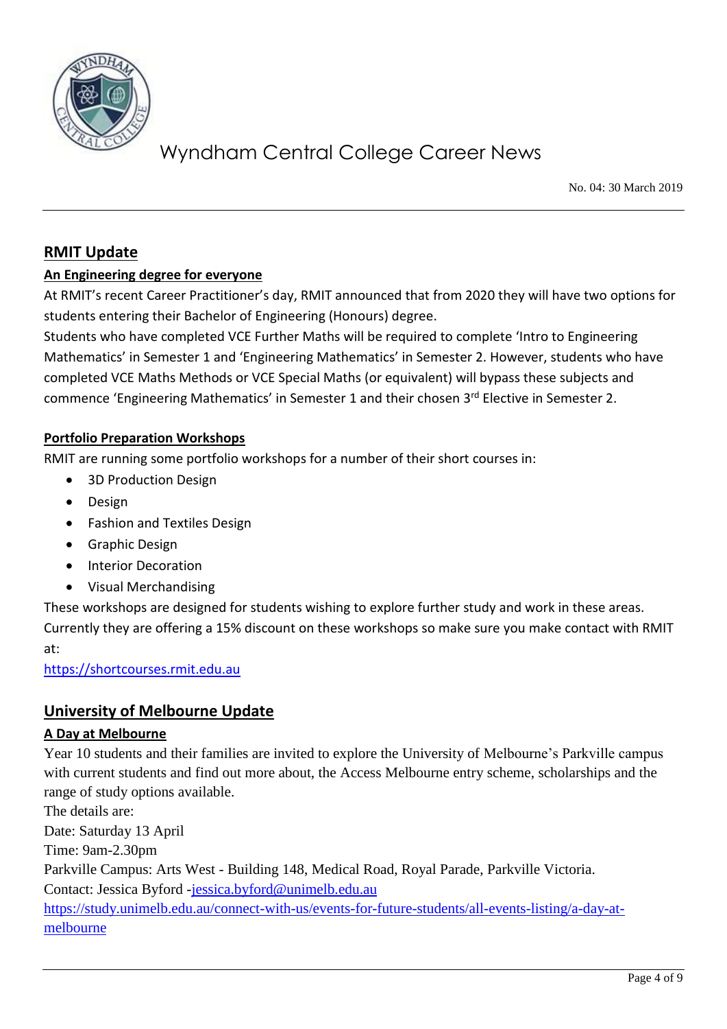## RMIT Update

### An Engineering degree for everyone

At RMIT's recent Career Practitioner's day, RMIT announced that from 2020 they will have two options for students entering their Bachelor of Engineering (Honours) degree.

Students who have completed VCE Further Maths will be required to complete 'Intro to Engineering Mathematics' in Semester 1 and 'Engineering Mathematics' in Semester 2. However, students who have completed VCE Maths Methods or VCE Special Maths (or equivalent) will bypass these subjects and commence 'Engineering Mathematics' in Semester 1 and their chosen 3rd Elective in Semester 2.

### Portfolio Preparation Workshops

RMIT are running some portfolio workshops for a number of their short courses in:

- 3D Production Design
- Design
- Fashion and Textiles Design
- Graphic Design
- Interior Decoration
- Visual Merchandising

These workshops are designed for students wishing to explore further study and work in these areas. Currently they are offering a 15% discount on these workshops so make sure you make contact with RMIT at:

https://shortcourses.rmit.edu.au

## University of Melbourne Update

### A Day at Melbourne

Year 10 students and their families are invited to explore the University of Melbourne's Parkville campus with current students and find out more about, the Access Melbourne entry scheme, scholarships and the range of study options available.

The details are:

Date: Saturday 13 April

Time: 9am-2.30pm

Parkville Campus: Arts West - Building 148, Medical Road, Royal Parade, Parkville Victoria.

Contact: Jessica Byford -jessica.byford@unimelb.edu.au

https://study.unimelb.edu.au/connect-with-us/events-for-future-students/all-events-listing/a-day-at-melbourne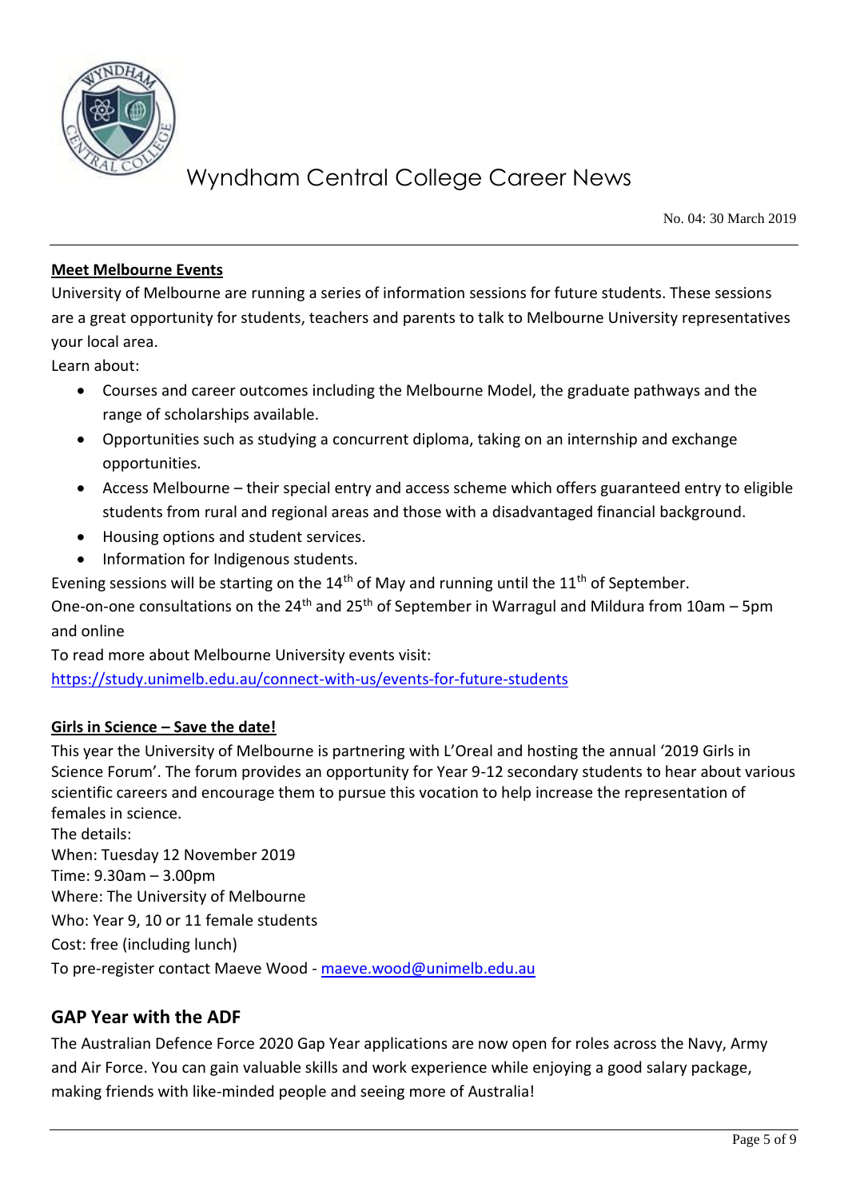### Meet Melbourne Events

University of Melbourne are running a series of information sessions for future students. These sessions are a great opportunity for students, teachers and parents to talk to Melbourne University representatives your local area.

Learn about:

- Courses and career outcomes including the Melbourne Model, the graduate pathways and the range of scholarships available.
- Opportunities such as studying a concurrent diploma, taking on an internship and exchange opportunities.
- Access Melbourne – their special entry and access scheme which offers guaranteed entry to eligible students from rural and regional areas and those with a disadvantaged financial background.
- Housing options and student services.
- Information for Indigenous students.

Evening sessions will be starting on the 14th of May and running until the 11th of September.

One-on-one consultations on the 24th and 25th of September in Warragul and Mildura from 10am – 5pm and online

To read more about Melbourne University events visit:

https://study.unimelb.edu.au/connect-with-us/events-for-future-students

### Girls in Science – Save the date!

This year the University of Melbourne is partnering with L'Oreal and hosting the annual '2019 Girls in Science Forum'. The forum provides an opportunity for Year 9-12 secondary students to hear about various scientific careers and encourage them to pursue this vocation to help increase the representation of females in science.

The details:

When: Tuesday 12 November 2019

Time: 9.30am – 3.00pm

Where: The University of Melbourne

Who: Year 9, 10 or 11 female students

Cost: free (including lunch)

To pre-register contact Maeve Wood - maeve.wood@unimelb.edu.au

## GAP Year with the ADF

The Australian Defence Force 2020 Gap Year applications are now open for roles across the Navy, Army and Air Force. You can gain valuable skills and work experience while enjoying a good salary package, making friends with like-minded people and seeing more of Australia!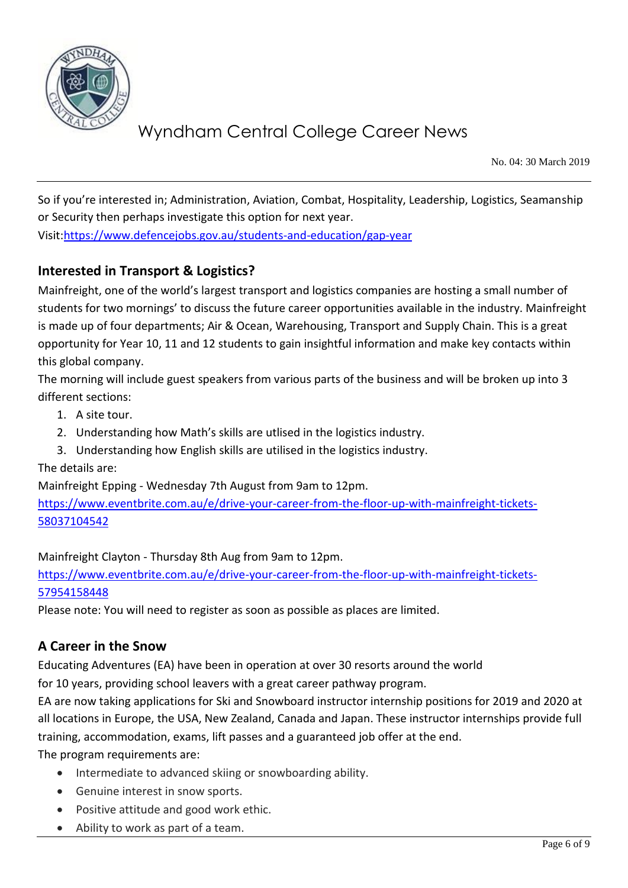So if you're interested in; Administration, Aviation, Combat, Hospitality, Leadership, Logistics, Seamanship or Security then perhaps investigate this option for next year.
Visit:https://www.defencejobs.gov.au/students-and-education/gap-year

### Interested in Transport & Logistics?

Mainfreight, one of the world's largest transport and logistics companies are hosting a small number of students for two mornings' to discuss the future career opportunities available in the industry. Mainfreight is made up of four departments; Air & Ocean, Warehousing, Transport and Supply Chain. This is a great opportunity for Year 10, 11 and 12 students to gain insightful information and make key contacts within this global company.
The morning will include guest speakers from various parts of the business and will be broken up into 3 different sections:

1. A site tour.
2. Understanding how Math's skills are utlised in the logistics industry.
3. Understanding how English skills are utilised in the logistics industry.

The details are:
Mainfreight Epping - Wednesday 7th August from 9am to 12pm.
https://www.eventbrite.com.au/e/drive-your-career-from-the-floor-up-with-mainfreight-tickets-58037104542

Mainfreight Clayton - Thursday 8th Aug from 9am to 12pm.
https://www.eventbrite.com.au/e/drive-your-career-from-the-floor-up-with-mainfreight-tickets-57954158448
Please note: You will need to register as soon as possible as places are limited.

### A Career in the Snow

Educating Adventures (EA) have been in operation at over 30 resorts around the world for 10 years, providing school leavers with a great career pathway program.
EA are now taking applications for Ski and Snowboard instructor internship positions for 2019 and 2020 at all locations in Europe, the USA, New Zealand, Canada and Japan. These instructor internships provide full training, accommodation, exams, lift passes and a guaranteed job offer at the end.
The program requirements are:

- Intermediate to advanced skiing or snowboarding ability.
- Genuine interest in snow sports.
- Positive attitude and good work ethic.
- Ability to work as part of a team.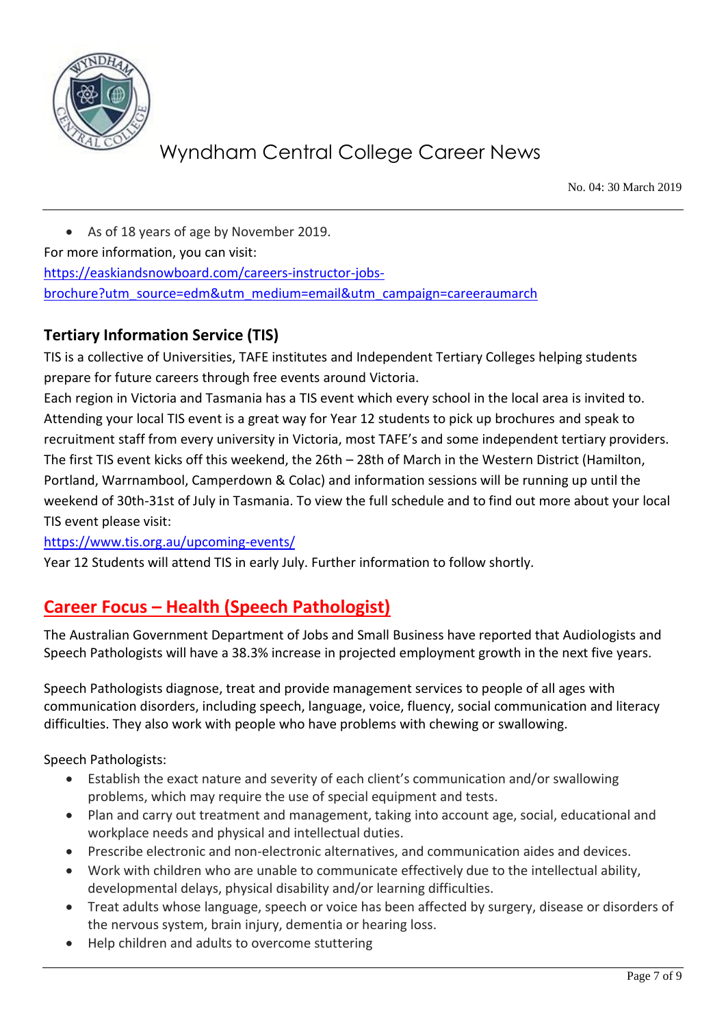- As of 18 years of age by November 2019.

For more information, you can visit:
[https://easkiandsnowboard.com/careers-instructor-jobs-brochure?utm_source=edm&utm_medium=email&utm_campaign=careeraumarch](https://easkiandsnowboard.com/careers-instructor-jobs-brochure?utm_source=edm&utm_medium=email&utm_campaign=careeraumarch)

### Tertiary Information Service (TIS)

TIS is a collective of Universities, TAFE institutes and Independent Tertiary Colleges helping students prepare for future careers through free events around Victoria.

Each region in Victoria and Tasmania has a TIS event which every school in the local area is invited to. Attending your local TIS event is a great way for Year 12 students to pick up brochures and speak to recruitment staff from every university in Victoria, most TAFE's and some independent tertiary providers. The first TIS event kicks off this weekend, the 26th – 28th of March in the Western District (Hamilton, Portland, Warrnambool, Camperdown & Colac) and information sessions will be running up until the weekend of 30th-31st of July in Tasmania. To view the full schedule and to find out more about your local TIS event please visit:

[https://www.tis.org.au/upcoming-events/](https://www.tis.org.au/upcoming-events/)

Year 12 Students will attend TIS in early July. Further information to follow shortly.

## Career Focus – Health (Speech Pathologist)

The Australian Government Department of Jobs and Small Business have reported that Audiologists and Speech Pathologists will have a 38.3% increase in projected employment growth in the next five years.

Speech Pathologists diagnose, treat and provide management services to people of all ages with communication disorders, including speech, language, voice, fluency, social communication and literacy difficulties. They also work with people who have problems with chewing or swallowing.

Speech Pathologists:

- Establish the exact nature and severity of each client's communication and/or swallowing problems, which may require the use of special equipment and tests.
- Plan and carry out treatment and management, taking into account age, social, educational and workplace needs and physical and intellectual duties.
- Prescribe electronic and non-electronic alternatives, and communication aides and devices.
- Work with children who are unable to communicate effectively due to the intellectual ability, developmental delays, physical disability and/or learning difficulties.
- Treat adults whose language, speech or voice has been affected by surgery, disease or disorders of the nervous system, brain injury, dementia or hearing loss.
- Help children and adults to overcome stuttering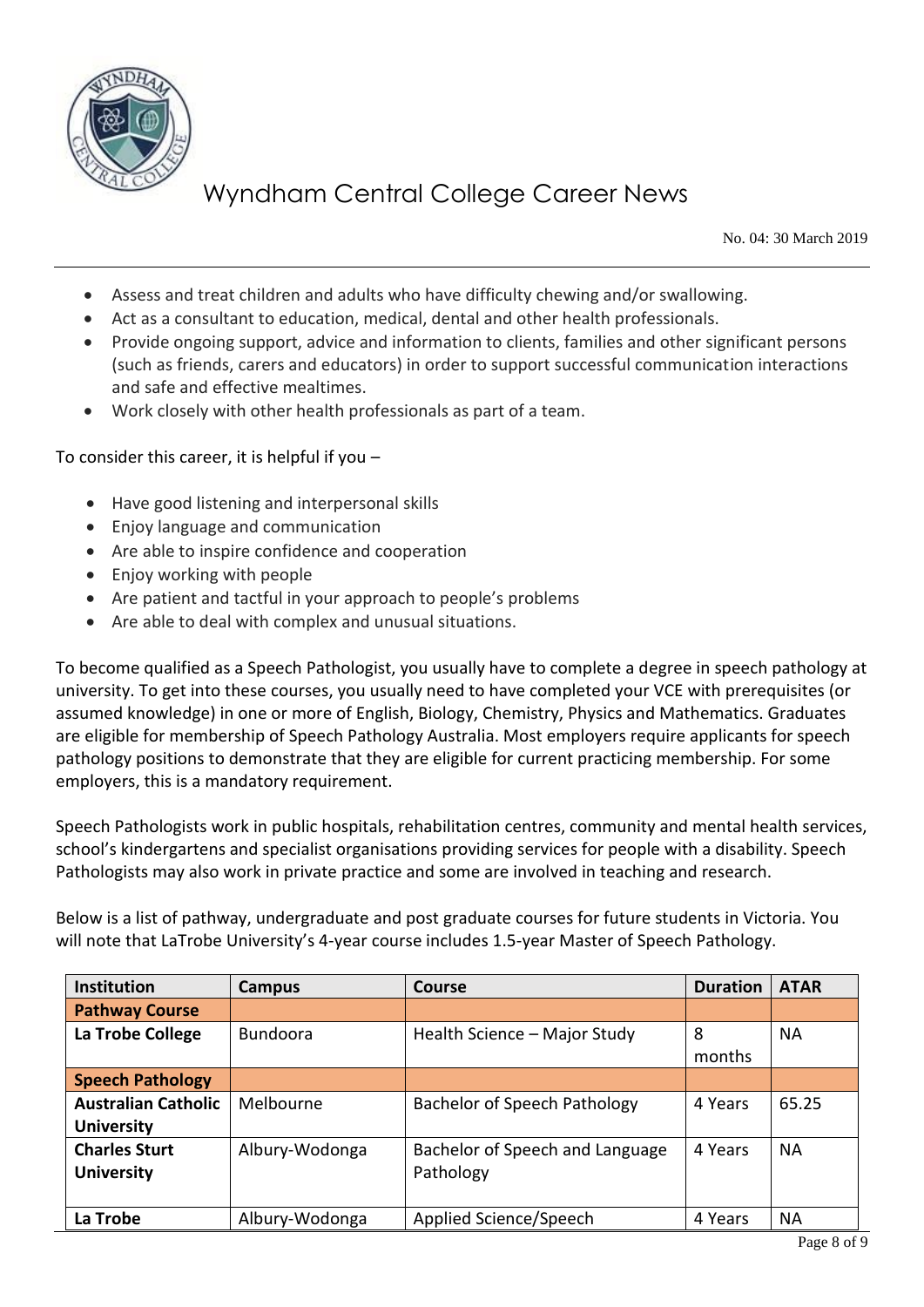- Assess and treat children and adults who have difficulty chewing and/or swallowing.
- Act as a consultant to education, medical, dental and other health professionals.
- Provide ongoing support, advice and information to clients, families and other significant persons (such as friends, carers and educators) in order to support successful communication interactions and safe and effective mealtimes.
- Work closely with other health professionals as part of a team.

To consider this career, it is helpful if you –

- Have good listening and interpersonal skills
- Enjoy language and communication
- Are able to inspire confidence and cooperation
- Enjoy working with people
- Are patient and tactful in your approach to people's problems
- Are able to deal with complex and unusual situations.

To become qualified as a Speech Pathologist, you usually have to complete a degree in speech pathology at university. To get into these courses, you usually need to have completed your VCE with prerequisites (or assumed knowledge) in one or more of English, Biology, Chemistry, Physics and Mathematics. Graduates are eligible for membership of Speech Pathology Australia. Most employers require applicants for speech pathology positions to demonstrate that they are eligible for current practicing membership. For some employers, this is a mandatory requirement.

Speech Pathologists work in public hospitals, rehabilitation centres, community and mental health services, school's kindergartens and specialist organisations providing services for people with a disability. Speech Pathologists may also work in private practice and some are involved in teaching and research.

Below is a list of pathway, undergraduate and post graduate courses for future students in Victoria. You will note that LaTrobe University's 4-year course includes 1.5-year Master of Speech Pathology.

| Institution | Campus | Course | Duration | ATAR |
|---|---|---|---|---|
| **Pathway Course** | | | | |
| **La Trobe College** | Bundoora | Health Science – Major Study | 8 months | NA |
| **Speech Pathology** | | | | |
| **Australian Catholic University** | Melbourne | Bachelor of Speech Pathology | 4 Years | 65.25 |
| **Charles Sturt University** | Albury-Wodonga | Bachelor of Speech and Language Pathology | 4 Years | NA |
| **La Trobe** | Albury-Wodonga | Applied Science/Speech | 4 Years | NA |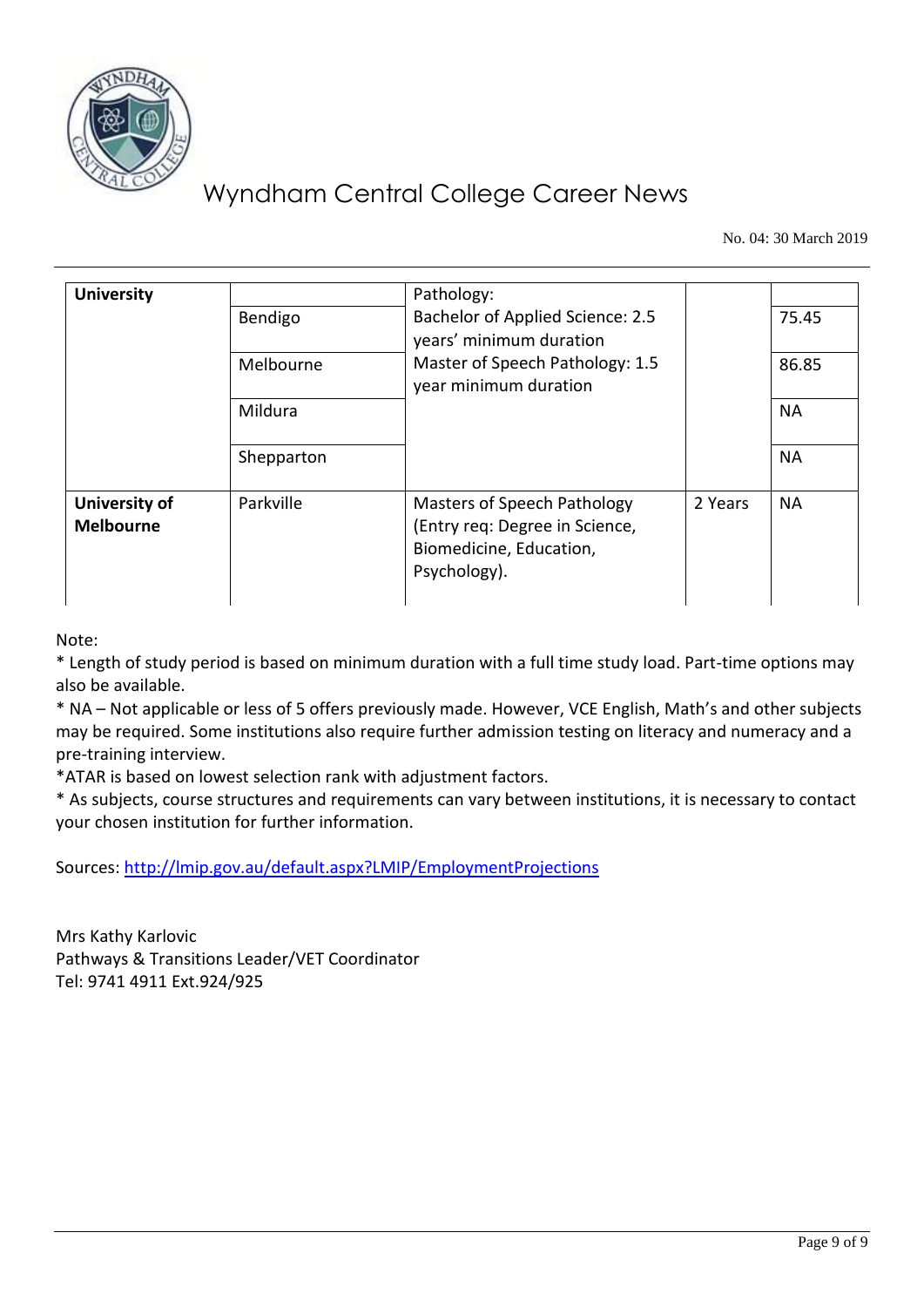| | | | | |
|---|---|---|---|---|
| **University** | | Pathology: | | |
| | Bendigo | Bachelor of Applied Science: 2.5 years' minimum duration | | 75.45 |
| | Melbourne | Master of Speech Pathology: 1.5 year minimum duration | | 86.85 |
| | Mildura | | | NA |
| | Shepparton | | | NA |
| **University of Melbourne** | Parkville | Masters of Speech Pathology (Entry req: Degree in Science, Biomedicine, Education, Psychology). | 2 Years | NA |

Note:
* Length of study period is based on minimum duration with a full time study load. Part-time options may also be available.
* NA – Not applicable or less of 5 offers previously made. However, VCE English, Math's and other subjects may be required. Some institutions also require further admission testing on literacy and numeracy and a pre-training interview.
*ATAR is based on lowest selection rank with adjustment factors.
* As subjects, course structures and requirements can vary between institutions, it is necessary to contact your chosen institution for further information.

Sources: http://lmip.gov.au/default.aspx?LMIP/EmploymentProjections

Mrs Kathy Karlovic
Pathways & Transitions Leader/VET Coordinator
Tel: 9741 4911 Ext.924/925